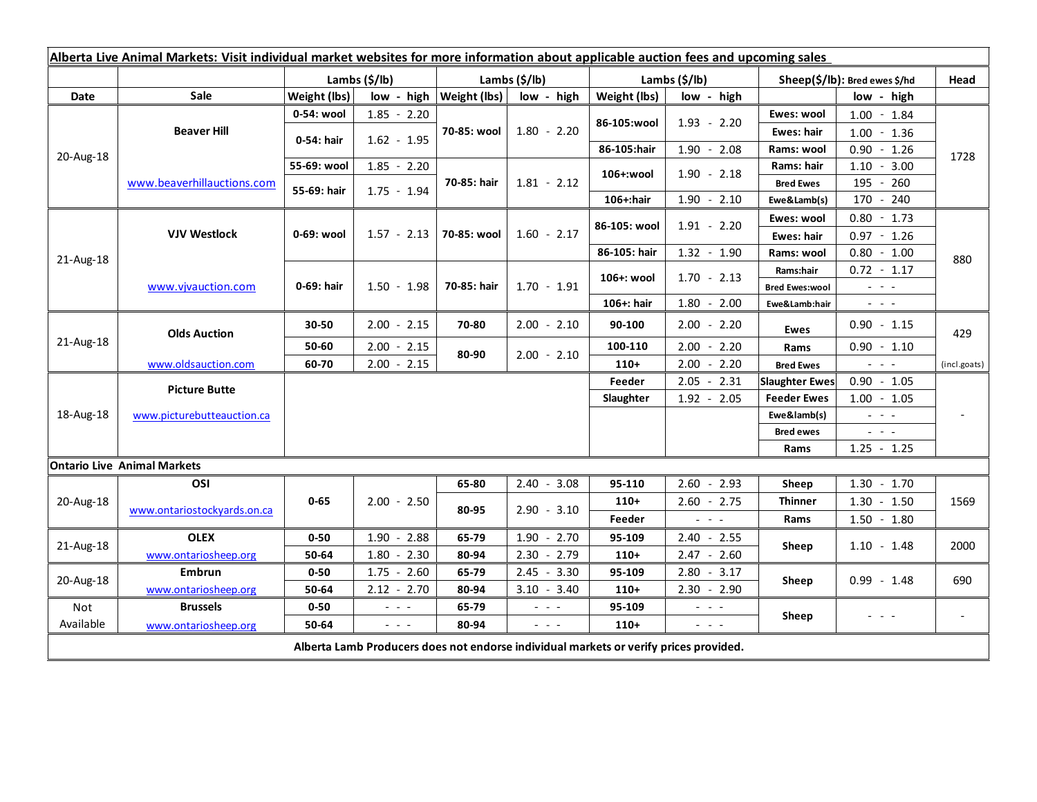**Alberta Live Animal Markets: Visit individual market websites for more information about applicable auction fees and upcoming sales**

| Date | Sale | Lambs ($/lb) | | Lambs ($/lb) | | Lambs ($/lb) | | Sheep($/lb): Bred ewes $/hd | | Head |
|---|---|---|---|---|---|---|---|---|---|---|
| | | Weight (lbs) | low - high | Weight (lbs) | low - high | Weight (lbs) | low - high | | low - high | |
| 20-Aug-18 | Beaver Hill | 0-54: wool | 1.85 - 2.20 | 70-85: wool | 1.80 - 2.20 | 86-105:wool | 1.93 - 2.20 | Ewes: wool | 1.00 - 1.84 | 1728 |
| | | 0-54: hair | 1.62 - 1.95 | | | | | Ewes: hair | 1.00 - 1.36 | |
| | | | | | | 86-105:hair | 1.90 - 2.08 | Rams: wool | 0.90 - 1.26 | |
| | www.beaverhillauctions.com | 55-69: wool | 1.85 - 2.20 | 70-85: hair | 1.81 - 2.12 | 106+:wool | 1.90 - 2.18 | Rams: hair | 1.10 - 3.00 | |
| | | 55-69: hair | 1.75 - 1.94 | | | | | Bred Ewes | 195 - 260 | |
| | | | | | | 106+:hair | 1.90 - 2.10 | Ewe&Lamb(s) | 170 - 240 | |
| 21-Aug-18 | VJV Westlock | 0-69: wool | 1.57 - 2.13 | 70-85: wool | 1.60 - 2.17 | 86-105: wool | 1.91 - 2.20 | Ewes: wool | 0.80 - 1.73 | 880 |
| | | | | | | | | Ewes: hair | 0.97 - 1.26 | |
| | | | | | | 86-105: hair | 1.32 - 1.90 | Rams: wool | 0.80 - 1.00 | |
| | www.vjvauction.com | 0-69: hair | 1.50 - 1.98 | 70-85: hair | 1.70 - 1.91 | 106+: wool | 1.70 - 2.13 | Rams:hair | 0.72 - 1.17 | |
| | | | | | | | | Bred Ewes:wool | - - - | |
| | | | | | | 106+: hair | 1.80 - 2.00 | Ewe&Lamb:hair | - - - | |
| 21-Aug-18 | Olds Auction | 30-50 | 2.00 - 2.15 | 70-80 | 2.00 - 2.10 | 90-100 | 2.00 - 2.20 | Ewes | 0.90 - 1.15 | 429 |
| | | 50-60 | 2.00 - 2.15 | 80-90 | 2.00 - 2.10 | 100-110 | 2.00 - 2.20 | Rams | 0.90 - 1.10 | |
| | www.oldsauction.com | 60-70 | 2.00 - 2.15 | | | 110+ | 2.00 - 2.20 | Bred Ewes | - - - | (incl.goats) |
| 18-Aug-18 | Picture Butte | | | | | Feeder | 2.05 - 2.31 | Slaughter Ewes | 0.90 - 1.05 | - |
| | www.picturebutteauction.ca | | | | | Slaughter | 1.92 - 2.05 | Feeder Ewes | 1.00 - 1.05 | |
| | | | | | | | | Ewe&lamb(s) | - - - | |
| | | | | | | | | Bred ewes | - - - | |
| | | | | | | | | Rams | 1.25 - 1.25 | |
| **Ontario Live Animal Markets** | | | | | | | | | | |
| 20-Aug-18 | OSI | 0-65 | 2.00 - 2.50 | 65-80 | 2.40 - 3.08 | 95-110 | 2.60 - 2.93 | Sheep | 1.30 - 1.70 | 1569 |
| | www.ontariostockyards.on.ca | | | 80-95 | 2.90 - 3.10 | 110+ | 2.60 - 2.75 | Thinner | 1.30 - 1.50 | |
| | | | | | | Feeder | - - - | Rams | 1.50 - 1.80 | |
| 21-Aug-18 | OLEX | 0-50 | 1.90 - 2.88 | 65-79 | 1.90 - 2.70 | 95-109 | 2.40 - 2.55 | Sheep | 1.10 - 1.48 | 2000 |
| | www.ontariosheep.org | 50-64 | 1.80 - 2.30 | 80-94 | 2.30 - 2.79 | 110+ | 2.47 - 2.60 | | | |
| 20-Aug-18 | Embrun | 0-50 | 1.75 - 2.60 | 65-79 | 2.45 - 3.30 | 95-109 | 2.80 - 3.17 | Sheep | 0.99 - 1.48 | 690 |
| | www.ontariosheep.org | 50-64 | 2.12 - 2.70 | 80-94 | 3.10 - 3.40 | 110+ | 2.30 - 2.90 | | | |
| Not Available | Brussels | 0-50 | - - - | 65-79 | - - - | 95-109 | - - - | Sheep | - - - | - |
| | www.ontariosheep.org | 50-64 | - - - | 80-94 | - - - | 110+ | - - - | | | |

**Alberta Lamb Producers does not endorse individual markets or verify prices provided.**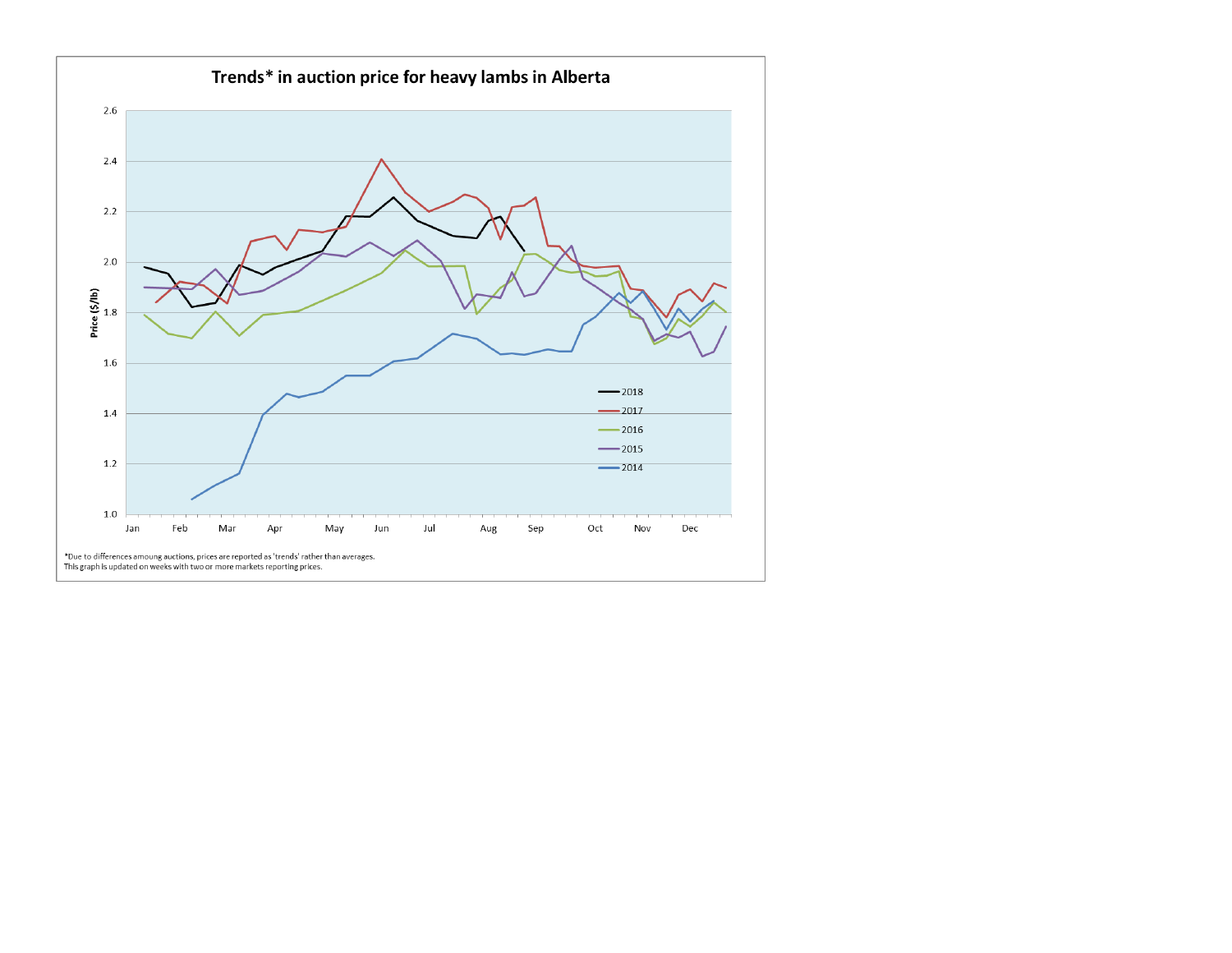## Trends* in auction price for heavy lambs in Alberta

Price ($/lb)

2.6
2.4
2.2
2.0
1.8
1.6
1.4
1.2
1.0

Jan Feb Mar Apr May Jun Jul Aug Sep Oct Nov Dec

2018
2017
2016
2015
2014

*Due to differences amoung auctions, prices are reported as 'trends' rather than averages.
This graph is updated on weeks with two or more markets reporting prices.